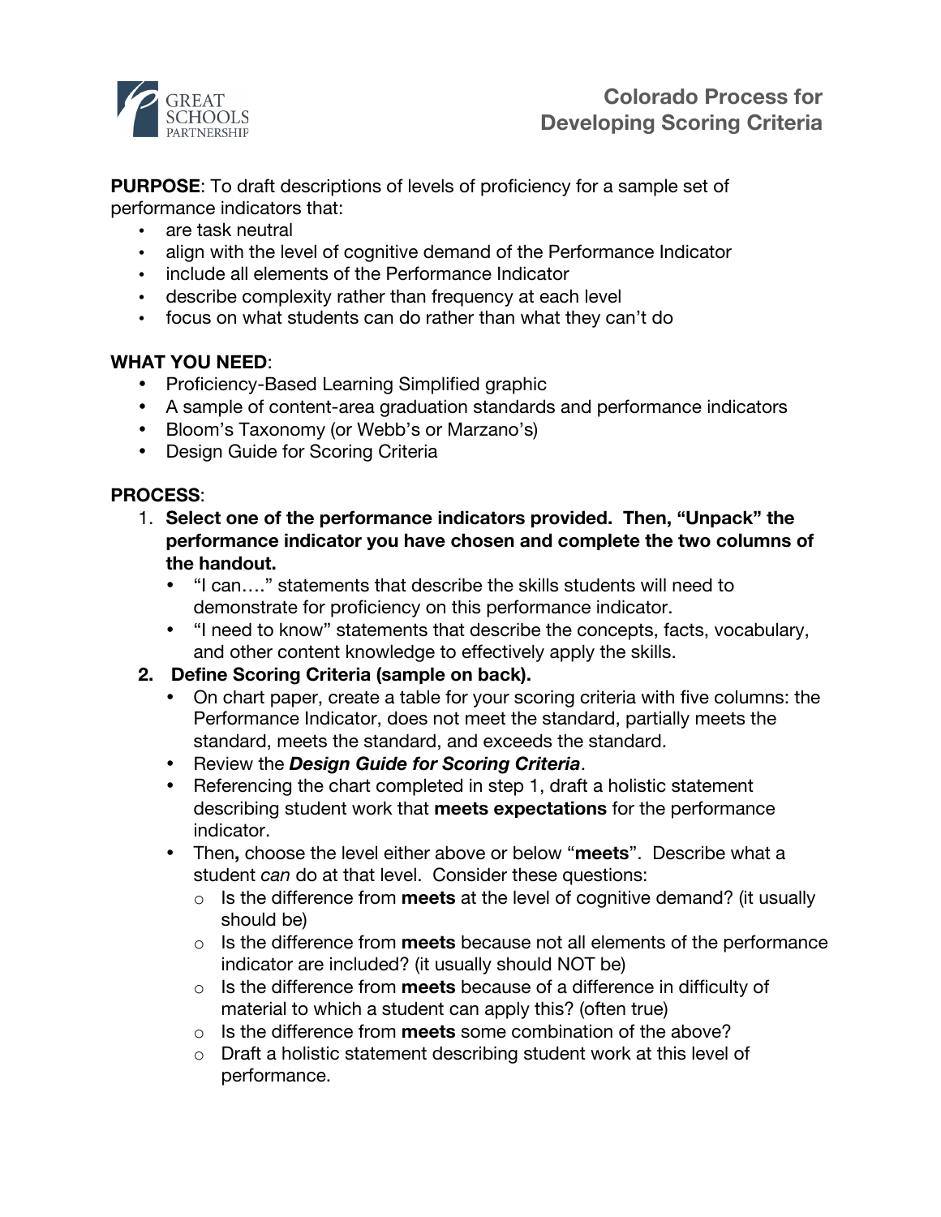GREAT SCHOOLS PARTNERSHIP

# Colorado Process for Developing Scoring Criteria

**PURPOSE**: To draft descriptions of levels of proficiency for a sample set of performance indicators that:

- are task neutral
- align with the level of cognitive demand of the Performance Indicator
- include all elements of the Performance Indicator
- describe complexity rather than frequency at each level
- focus on what students can do rather than what they can't do

**WHAT YOU NEED**:

- Proficiency-Based Learning Simplified graphic
- A sample of content-area graduation standards and performance indicators
- Bloom's Taxonomy (or Webb's or Marzano's)
- Design Guide for Scoring Criteria

**PROCESS**:

1. **Select one of the performance indicators provided. Then, "Unpack" the performance indicator you have chosen and complete the two columns of the handout.**
   - "I can…." statements that describe the skills students will need to demonstrate for proficiency on this performance indicator.
   - "I need to know" statements that describe the concepts, facts, vocabulary, and other content knowledge to effectively apply the skills.
2. **Define Scoring Criteria (sample on back).**
   - On chart paper, create a table for your scoring criteria with five columns: the Performance Indicator, does not meet the standard, partially meets the standard, meets the standard, and exceeds the standard.
   - Review the ***Design Guide for Scoring Criteria***.
   - Referencing the chart completed in step 1, draft a holistic statement describing student work that **meets expectations** for the performance indicator.
   - Then**,** choose the level either above or below "**meets**". Describe what a student *can* do at that level. Consider these questions:
     - Is the difference from **meets** at the level of cognitive demand? (it usually should be)
     - Is the difference from **meets** because not all elements of the performance indicator are included? (it usually should NOT be)
     - Is the difference from **meets** because of a difference in difficulty of material to which a student can apply this? (often true)
     - Is the difference from **meets** some combination of the above?
     - Draft a holistic statement describing student work at this level of performance.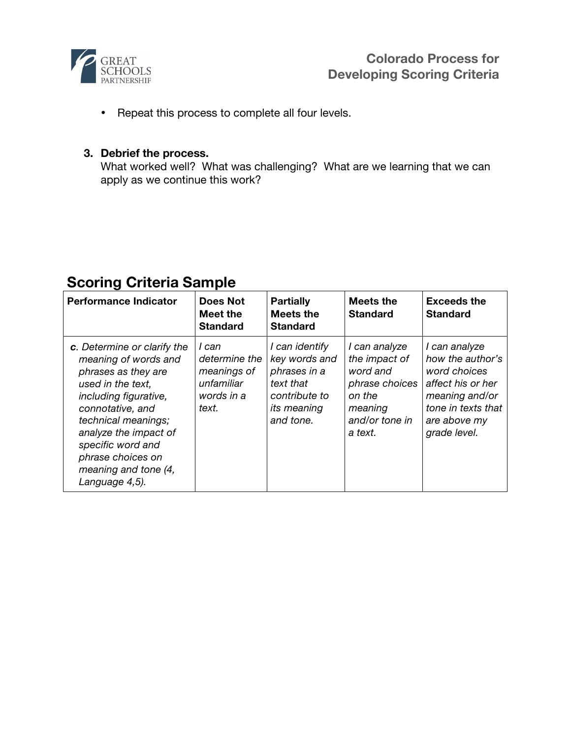- Repeat this process to complete all four levels.

3. **Debrief the process.**
   What worked well? What was challenging? What are we learning that we can apply as we continue this work?

## Scoring Criteria Sample

| Performance Indicator | Does Not Meet the Standard | Partially Meets the Standard | Meets the Standard | Exceeds the Standard |
|---|---|---|---|---|
| ***c**. Determine or clarify the meaning of words and phrases as they are used in the text, including figurative, connotative, and technical meanings; analyze the impact of specific word and phrase choices on meaning and tone (4, Language 4,5).* | *I can determine the meanings of unfamiliar words in a text.* | *I can identify key words and phrases in a text that contribute to its meaning and tone.* | *I can analyze the impact of word and phrase choices on the meaning and/or tone in a text.* | *I can analyze how the author's word choices affect his or her meaning and/or tone in texts that are above my grade level.* |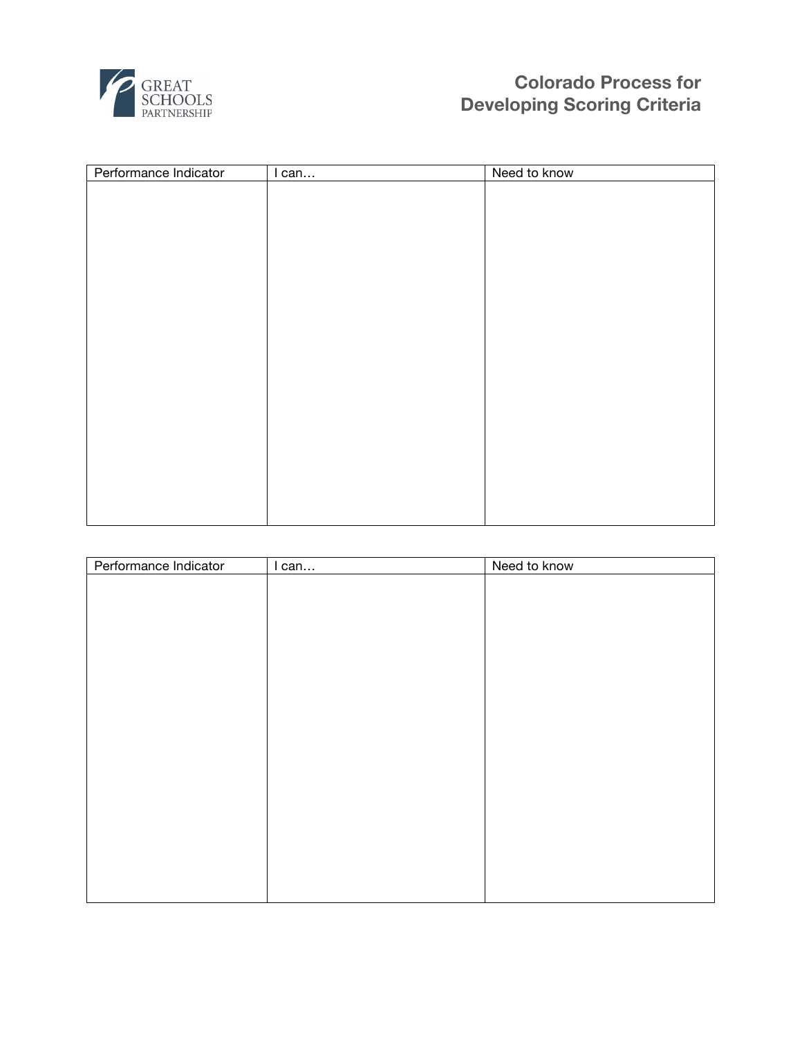# Colorado Process for Developing Scoring Criteria

| Performance Indicator | I can… | Need to know |
| --- | --- | --- |
| | | |

| Performance Indicator | I can… | Need to know |
| --- | --- | --- |
| | | |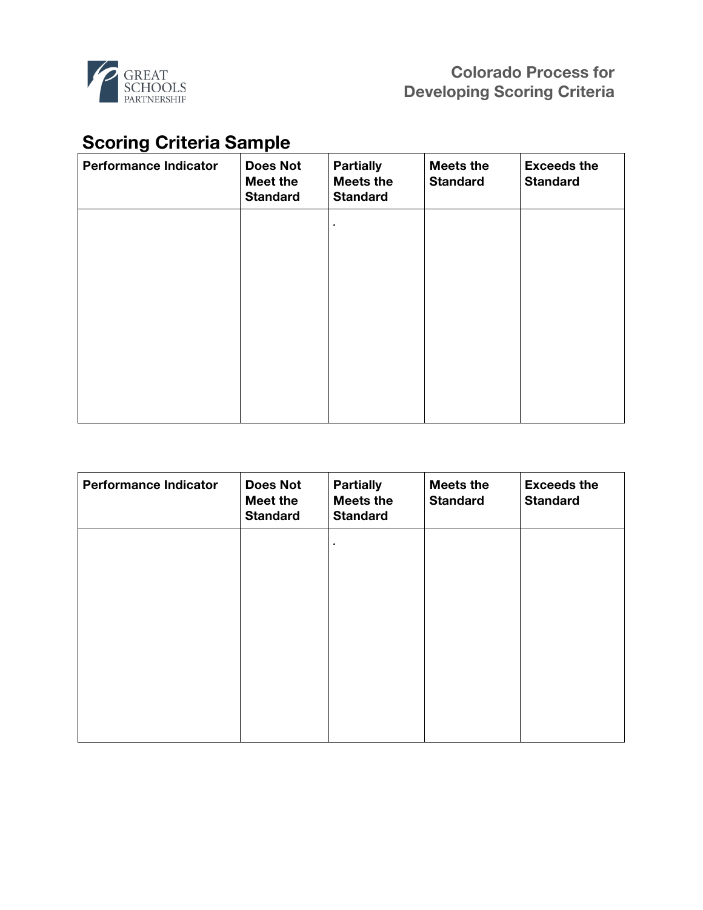## Scoring Criteria Sample

| Performance Indicator | Does Not Meet the Standard | Partially Meets the Standard | Meets the Standard | Exceeds the Standard |
|---|---|---|---|---|
| | | . | | |

| Performance Indicator | Does Not Meet the Standard | Partially Meets the Standard | Meets the Standard | Exceeds the Standard |
|---|---|---|---|---|
| | | . | | |